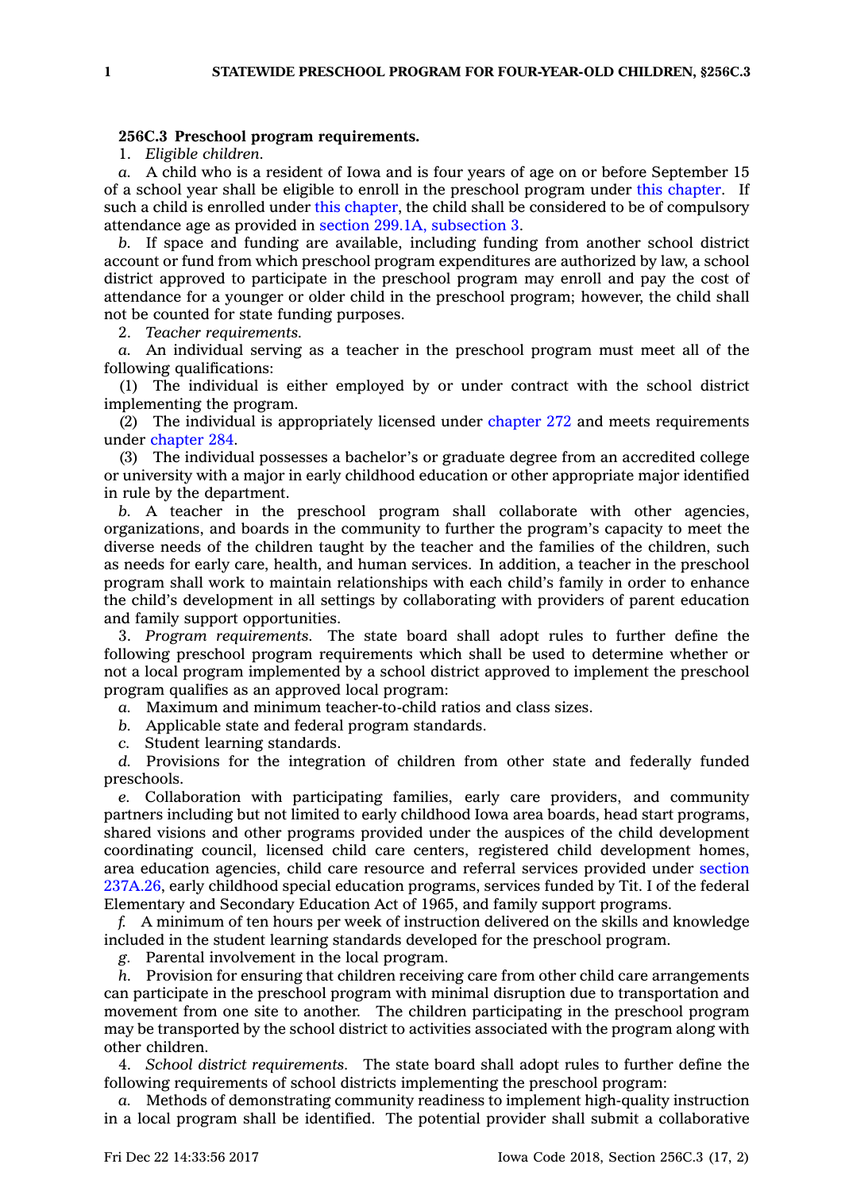**256C.3 Preschool program requirements.**

1. *Eligible children.*

*a.* A child who is a resident of Iowa and is four years of age on or before September 15 of a school year shall be eligible to enroll in the preschool program under this chapter. If such a child is enrolled under this chapter, the child shall be considered to be of compulsory attendance age as provided in section 299.1A, subsection 3.

*b.* If space and funding are available, including funding from another school district account or fund from which preschool program expenditures are authorized by law, a school district approved to participate in the preschool program may enroll and pay the cost of attendance for a younger or older child in the preschool program; however, the child shall not be counted for state funding purposes.

2. *Teacher requirements.*

*a.* An individual serving as a teacher in the preschool program must meet all of the following qualifications:

(1) The individual is either employed by or under contract with the school district implementing the program.

(2) The individual is appropriately licensed under chapter 272 and meets requirements under chapter 284.

(3) The individual possesses a bachelor's or graduate degree from an accredited college or university with a major in early childhood education or other appropriate major identified in rule by the department.

*b.* A teacher in the preschool program shall collaborate with other agencies, organizations, and boards in the community to further the program's capacity to meet the diverse needs of the children taught by the teacher and the families of the children, such as needs for early care, health, and human services. In addition, a teacher in the preschool program shall work to maintain relationships with each child's family in order to enhance the child's development in all settings by collaborating with providers of parent education and family support opportunities.

3. *Program requirements.* The state board shall adopt rules to further define the following preschool program requirements which shall be used to determine whether or not a local program implemented by a school district approved to implement the preschool program qualifies as an approved local program:

*a.* Maximum and minimum teacher-to-child ratios and class sizes.

*b.* Applicable state and federal program standards.

*c.* Student learning standards.

*d.* Provisions for the integration of children from other state and federally funded preschools.

*e.* Collaboration with participating families, early care providers, and community partners including but not limited to early childhood Iowa area boards, head start programs, shared visions and other programs provided under the auspices of the child development coordinating council, licensed child care centers, registered child development homes, area education agencies, child care resource and referral services provided under section 237A.26, early childhood special education programs, services funded by Tit. I of the federal Elementary and Secondary Education Act of 1965, and family support programs.

*f.* A minimum of ten hours per week of instruction delivered on the skills and knowledge included in the student learning standards developed for the preschool program.

*g.* Parental involvement in the local program.

*h.* Provision for ensuring that children receiving care from other child care arrangements can participate in the preschool program with minimal disruption due to transportation and movement from one site to another. The children participating in the preschool program may be transported by the school district to activities associated with the program along with other children.

4. *School district requirements.* The state board shall adopt rules to further define the following requirements of school districts implementing the preschool program:

*a.* Methods of demonstrating community readiness to implement high-quality instruction in a local program shall be identified. The potential provider shall submit a collaborative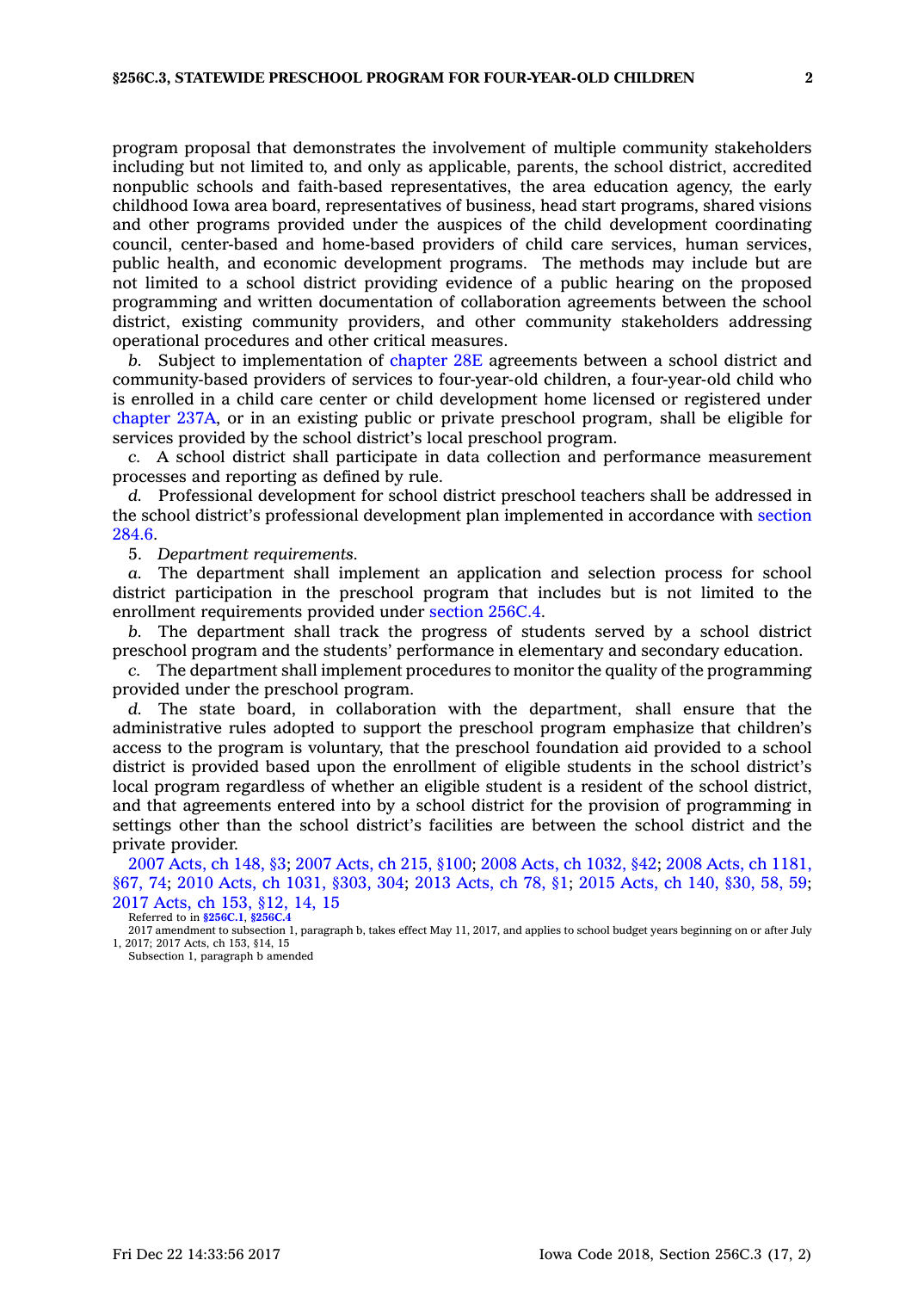program proposal that demonstrates the involvement of multiple community stakeholders including but not limited to, and only as applicable, parents, the school district, accredited nonpublic schools and faith-based representatives, the area education agency, the early childhood Iowa area board, representatives of business, head start programs, shared visions and other programs provided under the auspices of the child development coordinating council, center-based and home-based providers of child care services, human services, public health, and economic development programs. The methods may include but are not limited to a school district providing evidence of a public hearing on the proposed programming and written documentation of collaboration agreements between the school district, existing community providers, and other community stakeholders addressing operational procedures and other critical measures.

*b.* Subject to implementation of chapter 28E agreements between a school district and community-based providers of services to four-year-old children, a four-year-old child who is enrolled in a child care center or child development home licensed or registered under chapter 237A, or in an existing public or private preschool program, shall be eligible for services provided by the school district's local preschool program.

*c.* A school district shall participate in data collection and performance measurement processes and reporting as defined by rule.

*d.* Professional development for school district preschool teachers shall be addressed in the school district's professional development plan implemented in accordance with section 284.6.

5. *Department requirements.*

*a.* The department shall implement an application and selection process for school district participation in the preschool program that includes but is not limited to the enrollment requirements provided under section 256C.4.

*b.* The department shall track the progress of students served by a school district preschool program and the students' performance in elementary and secondary education.

*c.* The department shall implement procedures to monitor the quality of the programming provided under the preschool program.

*d.* The state board, in collaboration with the department, shall ensure that the administrative rules adopted to support the preschool program emphasize that children's access to the program is voluntary, that the preschool foundation aid provided to a school district is provided based upon the enrollment of eligible students in the school district's local program regardless of whether an eligible student is a resident of the school district, and that agreements entered into by a school district for the provision of programming in settings other than the school district's facilities are between the school district and the private provider.

2007 Acts, ch 148, §3; 2007 Acts, ch 215, §100; 2008 Acts, ch 1032, §42; 2008 Acts, ch 1181, §67, 74; 2010 Acts, ch 1031, §303, 304; 2013 Acts, ch 78, §1; 2015 Acts, ch 140, §30, 58, 59; 2017 Acts, ch 153, §12, 14, 15

Referred to in **§256C.1**, **§256C.4**

2017 amendment to subsection 1, paragraph b, takes effect May 11, 2017, and applies to school budget years beginning on or after July 1, 2017; 2017 Acts, ch 153, §14, 15

Subsection 1, paragraph b amended